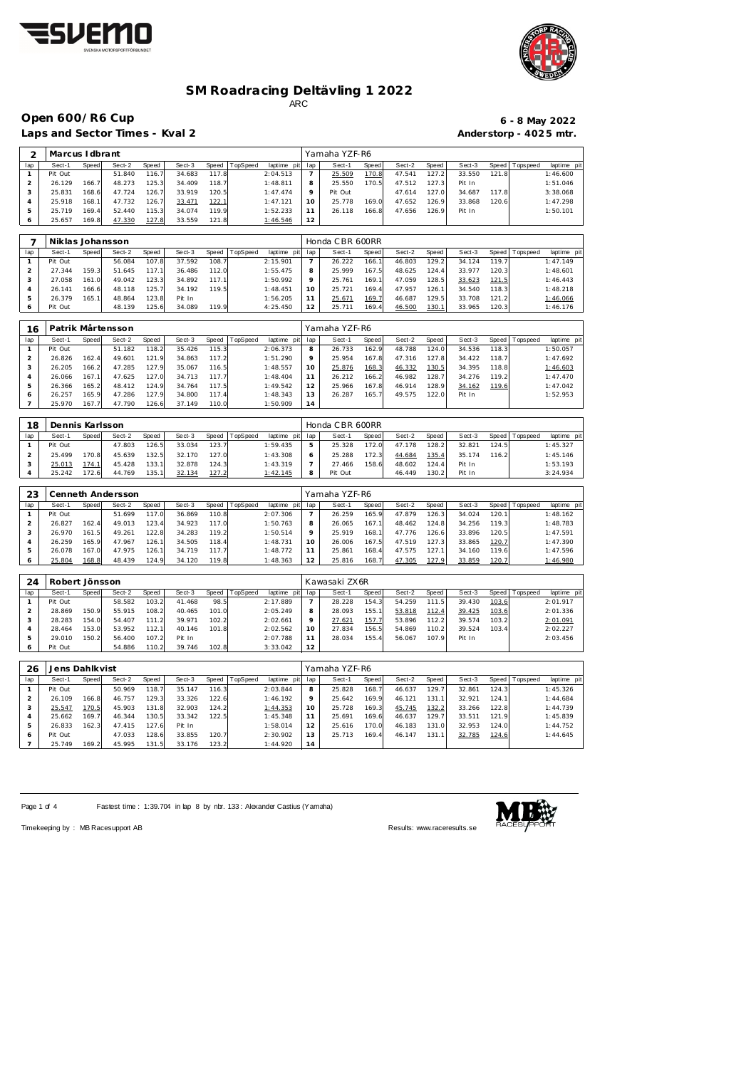# SM Roadracing Deltävling 1 2022

ARC

## Open 600/R6 Cup

**Laps and Sector Times - Kval 2**

**6 - 8 May 2022**

**Anderstorp - 4025 mtr.**

| 2 | Marcus Idbrant | | | | | | | | Yamaha YZF-R6 | | | | | | | | |
|---|---|---|---|---|---|---|---|---|---|---|---|---|---|---|---|---|---|
| lap | Sect-1 | Speed | Sect-2 | Speed | Sect-3 | Speed | TopSpeed | laptime pit | lap | Sect-1 | Speed | Sect-2 | Speed | Sect-3 | Speed | Topspeed | laptime pit |
| 1 | Pit Out | | 51.840 | 116.7 | 34.683 | 117.8 | | 2:04.513 | 7 | 25.509 | 170.8 | 47.541 | 127.2 | 33.550 | 121.8 | | 1:46.600 |
| 2 | 26.129 | 166.7 | 48.273 | 125.3 | 34.409 | 118.7 | | 1:48.811 | 8 | 25.550 | 170.5 | 47.512 | 127.3 | Pit In | | | 1:51.046 |
| 3 | 25.831 | 168.6 | 47.724 | 126.7 | 33.919 | 120.5 | | 1:47.474 | 9 | Pit Out | | 47.614 | 127.0 | 34.687 | 117.8 | | 3:38.068 |
| 4 | 25.918 | 168.1 | 47.732 | 126.7 | 33.471 | 122.1 | | 1:47.121 | 10 | 25.778 | 169.0 | 47.652 | 126.9 | 33.868 | 120.6 | | 1:47.298 |
| 5 | 25.719 | 169.4 | 52.440 | 115.3 | 34.074 | 119.9 | | 1:52.233 | 11 | 26.118 | 166.8 | 47.656 | 126.9 | Pit In | | | 1:50.101 |
| 6 | 25.657 | 169.8 | 47.330 | 127.8 | 33.559 | 121.8 | | 1:46.546 | 12 | | | | | | | | |

| 7 | Niklas Johansson | | | | | | | | Honda CBR 600RR | | | | | | | | |
|---|---|---|---|---|---|---|---|---|---|---|---|---|---|---|---|---|---|
| lap | Sect-1 | Speed | Sect-2 | Speed | Sect-3 | Speed | TopSpeed | laptime pit | lap | Sect-1 | Speed | Sect-2 | Speed | Sect-3 | Speed | Topspeed | laptime pit |
| 1 | Pit Out | | 56.084 | 107.8 | 37.592 | 108.7 | | 2:15.901 | 7 | 26.222 | 166.1 | 46.803 | 129.2 | 34.124 | 119.7 | | 1:47.149 |
| 2 | 27.344 | 159.3 | 51.645 | 117.1 | 36.486 | 112.0 | | 1:55.475 | 8 | 25.999 | 167.5 | 48.625 | 124.4 | 33.977 | 120.3 | | 1:48.601 |
| 3 | 27.058 | 161.0 | 49.042 | 123.3 | 34.892 | 117.1 | | 1:50.992 | 9 | 25.761 | 169.1 | 47.059 | 128.5 | 33.623 | 121.5 | | 1:46.443 |
| 4 | 26.141 | 166.6 | 48.118 | 125.7 | 34.192 | 119.5 | | 1:48.451 | 10 | 25.721 | 169.4 | 47.957 | 126.1 | 34.540 | 118.3 | | 1:48.218 |
| 5 | 26.379 | 165.1 | 48.864 | 123.8 | Pit In | | | 1:56.205 | 11 | 25.671 | 169.7 | 46.687 | 129.5 | 33.708 | 121.2 | | 1:46.066 |
| 6 | Pit Out | | 48.139 | 125.6 | 34.089 | 119.9 | | 4:25.450 | 12 | 25.711 | 169.4 | 46.500 | 130.1 | 33.965 | 120.3 | | 1:46.176 |

| 16 | Patrik Mårtensson | | | | | | | | Yamaha YZF-R6 | | | | | | | | |
|---|---|---|---|---|---|---|---|---|---|---|---|---|---|---|---|---|---|
| lap | Sect-1 | Speed | Sect-2 | Speed | Sect-3 | Speed | TopSpeed | laptime pit | lap | Sect-1 | Speed | Sect-2 | Speed | Sect-3 | Speed | Topspeed | laptime pit |
| 1 | Pit Out | | 51.182 | 118.2 | 35.426 | 115.3 | | 2:06.373 | 8 | 26.733 | 162.9 | 48.788 | 124.0 | 34.536 | 118.3 | | 1:50.057 |
| 2 | 26.826 | 162.4 | 49.601 | 121.9 | 34.863 | 117.2 | | 1:51.290 | 9 | 25.954 | 167.8 | 47.316 | 127.8 | 34.422 | 118.7 | | 1:47.692 |
| 3 | 26.205 | 166.2 | 47.285 | 127.9 | 35.067 | 116.5 | | 1:48.557 | 10 | 25.876 | 168.3 | 46.332 | 130.5 | 34.395 | 118.8 | | 1:46.603 |
| 4 | 26.066 | 167.1 | 47.625 | 127.0 | 34.713 | 117.7 | | 1:48.404 | 11 | 26.212 | 166.2 | 46.982 | 128.7 | 34.276 | 119.2 | | 1:47.470 |
| 5 | 26.366 | 165.2 | 48.412 | 124.9 | 34.764 | 117.5 | | 1:49.542 | 12 | 25.966 | 167.8 | 46.914 | 128.9 | 34.162 | 119.6 | | 1:47.042 |
| 6 | 26.257 | 165.9 | 47.286 | 127.9 | 34.800 | 117.4 | | 1:48.343 | 13 | 26.287 | 165.7 | 49.575 | 122.0 | Pit In | | | 1:52.953 |
| 7 | 25.970 | 167.7 | 47.790 | 126.6 | 37.149 | 110.0 | | 1:50.909 | 14 | | | | | | | | |

| 18 | Dennis Karlsson | | | | | | | | Honda CBR 600RR | | | | | | | | |
|---|---|---|---|---|---|---|---|---|---|---|---|---|---|---|---|---|---|
| lap | Sect-1 | Speed | Sect-2 | Speed | Sect-3 | Speed | TopSpeed | laptime pit | lap | Sect-1 | Speed | Sect-2 | Speed | Sect-3 | Speed | Topspeed | laptime pit |
| 1 | Pit Out | | 47.803 | 126.5 | 33.034 | 123.7 | | 1:59.435 | 5 | 25.328 | 172.0 | 47.178 | 128.2 | 32.821 | 124.5 | | 1:45.327 |
| 2 | 25.499 | 170.8 | 45.639 | 132.5 | 32.170 | 127.0 | | 1:43.308 | 6 | 25.288 | 172.3 | 44.684 | 135.4 | 35.174 | 116.2 | | 1:45.146 |
| 3 | 25.013 | 174.1 | 45.428 | 133.1 | 32.878 | 124.3 | | 1:43.319 | 7 | 27.466 | 158.6 | 48.602 | 124.4 | Pit In | | | 1:53.193 |
| 4 | 25.242 | 172.6 | 44.769 | 135.1 | 32.134 | 127.2 | | 1:42.145 | 8 | Pit Out | | 46.449 | 130.2 | Pit In | | | 3:24.934 |

| 23 | Cenneth Andersson | | | | | | | | Yamaha YZF-R6 | | | | | | | | |
|---|---|---|---|---|---|---|---|---|---|---|---|---|---|---|---|---|---|
| lap | Sect-1 | Speed | Sect-2 | Speed | Sect-3 | Speed | TopSpeed | laptime pit | lap | Sect-1 | Speed | Sect-2 | Speed | Sect-3 | Speed | Topspeed | laptime pit |
| 1 | Pit Out | | 51.699 | 117.0 | 36.869 | 110.8 | | 2:07.306 | 7 | 26.259 | 165.9 | 47.879 | 126.3 | 34.024 | 120.1 | | 1:48.162 |
| 2 | 26.827 | 162.4 | 49.013 | 123.4 | 34.923 | 117.0 | | 1:50.763 | 8 | 26.065 | 167.1 | 48.462 | 124.8 | 34.256 | 119.3 | | 1:48.783 |
| 3 | 26.970 | 161.5 | 49.261 | 122.8 | 34.283 | 119.2 | | 1:50.514 | 9 | 25.919 | 168.1 | 47.776 | 126.6 | 33.896 | 120.5 | | 1:47.591 |
| 4 | 26.259 | 165.9 | 47.967 | 126.1 | 34.505 | 118.4 | | 1:48.731 | 10 | 26.006 | 167.5 | 47.519 | 127.3 | 33.865 | 120.7 | | 1:47.390 |
| 5 | 26.078 | 167.0 | 47.975 | 126.1 | 34.719 | 117.7 | | 1:48.772 | 11 | 25.861 | 168.4 | 47.575 | 127.1 | 34.160 | 119.6 | | 1:47.596 |
| 6 | 25.804 | 168.8 | 48.439 | 124.9 | 34.120 | 119.8 | | 1:48.363 | 12 | 25.816 | 168.7 | 47.305 | 127.9 | 33.859 | 120.7 | | 1:46.980 |

| 24 | Robert Jönsson | | | | | | | | Kawasaki ZX6R | | | | | | | | |
|---|---|---|---|---|---|---|---|---|---|---|---|---|---|---|---|---|---|
| lap | Sect-1 | Speed | Sect-2 | Speed | Sect-3 | Speed | TopSpeed | laptime pit | lap | Sect-1 | Speed | Sect-2 | Speed | Sect-3 | Speed | Topspeed | laptime pit |
| 1 | Pit Out | | 58.582 | 103.2 | 41.468 | 98.5 | | 2:17.889 | 7 | 28.228 | 154.3 | 54.259 | 111.5 | 39.430 | 103.6 | | 2:01.917 |
| 2 | 28.869 | 150.9 | 55.915 | 108.2 | 40.465 | 101.0 | | 2:05.249 | 8 | 28.093 | 155.1 | 53.818 | 112.4 | 39.425 | 103.6 | | 2:01.336 |
| 3 | 28.283 | 154.0 | 54.407 | 111.2 | 39.971 | 102.2 | | 2:02.661 | 9 | 27.621 | 157.7 | 53.896 | 112.2 | 39.574 | 103.2 | | 2:01.091 |
| 4 | 28.464 | 153.0 | 53.952 | 112.1 | 40.146 | 101.8 | | 2:02.562 | 10 | 27.834 | 156.5 | 54.869 | 110.2 | 39.524 | 103.4 | | 2:02.227 |
| 5 | 29.010 | 150.2 | 56.400 | 107.2 | Pit In | | | 2:07.788 | 11 | 28.034 | 155.4 | 56.067 | 107.9 | Pit In | | | 2:03.456 |
| 6 | Pit Out | | 54.886 | 110.2 | 39.746 | 102.8 | | 3:33.042 | 12 | | | | | | | | |

| 26 | Jens Dahlkvist | | | | | | | | Yamaha YZF-R6 | | | | | | | | |
|---|---|---|---|---|---|---|---|---|---|---|---|---|---|---|---|---|---|
| lap | Sect-1 | Speed | Sect-2 | Speed | Sect-3 | Speed | TopSpeed | laptime pit | lap | Sect-1 | Speed | Sect-2 | Speed | Sect-3 | Speed | Topspeed | laptime pit |
| 1 | Pit Out | | 50.969 | 118.7 | 35.147 | 116.3 | | 2:03.844 | 8 | 25.828 | 168.7 | 46.637 | 129.7 | 32.861 | 124.3 | | 1:45.326 |
| 2 | 26.109 | 166.8 | 46.757 | 129.3 | 33.326 | 122.6 | | 1:46.192 | 9 | 25.642 | 169.9 | 46.121 | 131.1 | 32.921 | 124.1 | | 1:44.684 |
| 3 | 25.547 | 170.5 | 45.903 | 131.8 | 32.903 | 124.2 | | 1:44.353 | 10 | 25.728 | 169.3 | 45.745 | 132.2 | 33.266 | 122.8 | | 1:44.739 |
| 4 | 25.662 | 169.7 | 46.344 | 130.5 | 33.342 | 122.5 | | 1:45.348 | 11 | 25.691 | 169.6 | 46.637 | 129.7 | 33.511 | 121.9 | | 1:45.839 |
| 5 | 26.833 | 162.3 | 47.415 | 127.6 | Pit In | | | 1:58.014 | 12 | 25.616 | 170.0 | 46.183 | 131.0 | 32.953 | 124.0 | | 1:44.752 |
| 6 | Pit Out | | 47.033 | 128.6 | 33.855 | 120.7 | | 2:30.902 | 13 | 25.713 | 169.4 | 46.147 | 131.1 | 32.785 | 124.6 | | 1:44.645 |
| 7 | 25.749 | 169.2 | 45.995 | 131.5 | 33.176 | 123.2 | | 1:44.920 | 14 | | | | | | | | |

Fastest time : 1:39.704 in lap 8 by nbr. 133 : Alexander Castius (Yamaha)

Timekeeping by : MB Racesupport AB

Results: www.raceresults.se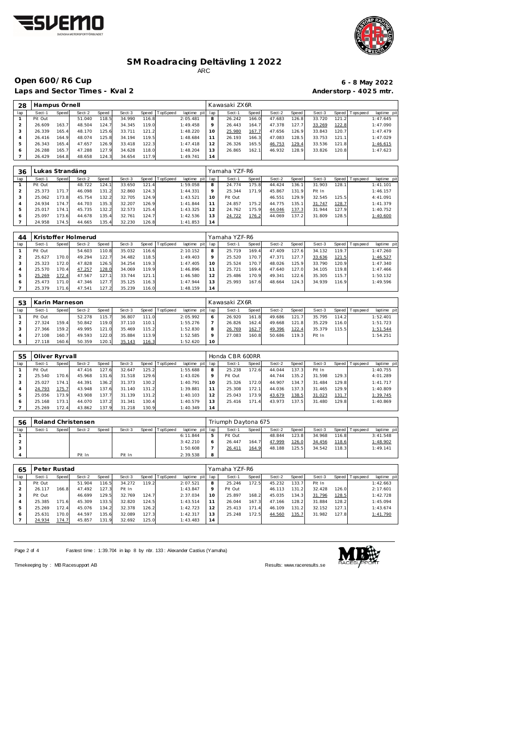# SM Roadracing Deltävling 1 2022

ARC

## Open 600/R6 Cup

**6 - 8 May 2022**

**Laps and Sector Times - Kval 2**

**Anderstorp - 4025 mtr.**

| 28 | Hampus Örnell | | | | | | | | | Kawasaki ZX6R | | | | | | | | |
|---|---|---|---|---|---|---|---|---|---|---|---|---|---|---|---|---|---|---|
| lap | Sect-1 | Speed | Sect-2 | Speed | Sect-3 | Speed | TopSpeed | laptime pit | lap | Sect-1 | Speed | Sect-2 | Speed | Sect-3 | Speed | Topspeed | laptime pit |
| 1 | Pit Out | | 51.040 | 118.5 | 34.990 | 116.8 | | 2:05.481 | 8 | 26.242 | 166.0 | 47.683 | 126.8 | 33.720 | 121.2 | | 1:47.645 |
| 2 | 26.609 | 163.7 | 48.504 | 124.7 | 34.345 | 119.0 | | 1:49.458 | 9 | 26.443 | 164.7 | 47.378 | 127.7 | 33.269 | 122.8 | | 1:47.090 |
| 3 | 26.339 | 165.4 | 48.170 | 125.6 | 33.711 | 121.2 | | 1:48.220 | 10 | 25.980 | 167.7 | 47.656 | 126.9 | 33.843 | 120.7 | | 1:47.479 |
| 4 | 26.416 | 164.9 | 48.074 | 125.8 | 34.194 | 119.5 | | 1:48.684 | 11 | 26.193 | 166.3 | 47.083 | 128.5 | 33.753 | 121.1 | | 1:47.029 |
| 5 | 26.343 | 165.4 | 47.657 | 126.9 | 33.418 | 122.3 | | 1:47.418 | 12 | 26.326 | 165.5 | 46.753 | 129.4 | 33.536 | 121.8 | | 1:46.615 |
| 6 | 26.288 | 165.7 | 47.288 | 127.9 | 34.628 | 118.0 | | 1:48.204 | 13 | 26.865 | 162.1 | 46.932 | 128.9 | 33.826 | 120.8 | | 1:47.623 |
| 7 | 26.429 | 164.8 | 48.658 | 124.3 | 34.654 | 117.9 | | 1:49.741 | 14 | | | | | | | | |

| 36 | Lukas Strandäng | | | | | | | | | Yamaha YZF-R6 | | | | | | | | |
|---|---|---|---|---|---|---|---|---|---|---|---|---|---|---|---|---|---|---|
| lap | Sect-1 | Speed | Sect-2 | Speed | Sect-3 | Speed | TopSpeed | laptime pit | lap | Sect-1 | Speed | Sect-2 | Speed | Sect-3 | Speed | Topspeed | laptime pit |
| 1 | Pit Out | | 48.722 | 124.1 | 33.650 | 121.4 | | 1:59.058 | 8 | 24.774 | 175.8 | 44.424 | 136.1 | 31.903 | 128.1 | | 1:41.101 |
| 2 | 25.373 | 171.7 | 46.098 | 131.2 | 32.860 | 124.3 | | 1:44.331 | 9 | 25.344 | 171.9 | 45.867 | 131.9 | Pit In | | | 1:46.157 |
| 3 | 25.062 | 173.8 | 45.754 | 132.2 | 32.705 | 124.9 | | 1:43.521 | 10 | Pit Out | | 46.551 | 129.9 | 32.545 | 125.5 | | 4:41.091 |
| 4 | 24.934 | 174.7 | 44.703 | 135.3 | 32.207 | 126.9 | | 1:41.844 | 11 | 24.857 | 175.2 | 44.775 | 135.1 | 31.747 | 128.7 | | 1:41.379 |
| 5 | 25.017 | 174.1 | 45.735 | 132.2 | 32.573 | 125.4 | | 1:43.325 | 12 | 24.762 | 175.9 | 44.046 | 137.3 | 31.944 | 127.9 | | 1:40.752 |
| 6 | 25.097 | 173.6 | 44.678 | 135.4 | 32.761 | 124.7 | | 1:42.536 | 13 | 24.722 | 176.2 | 44.069 | 137.2 | 31.809 | 128.5 | | 1:40.600 |
| 7 | 24.958 | 174.5 | 44.665 | 135.4 | 32.230 | 126.8 | | 1:41.853 | 14 | | | | | | | | |

| 44 | Kristoffer Holmerud | | | | | | | | | Yamaha YZF-R6 | | | | | | | | |
|---|---|---|---|---|---|---|---|---|---|---|---|---|---|---|---|---|---|---|
| lap | Sect-1 | Speed | Sect-2 | Speed | Sect-3 | Speed | TopSpeed | laptime pit | lap | Sect-1 | Speed | Sect-2 | Speed | Sect-3 | Speed | Topspeed | laptime pit |
| 1 | Pit Out | | 54.603 | 110.8 | 35.032 | 116.6 | | 2:10.152 | 8 | 25.719 | 169.4 | 47.409 | 127.6 | 34.132 | 119.7 | | 1:47.260 |
| 2 | 25.627 | 170.0 | 49.294 | 122.7 | 34.482 | 118.5 | | 1:49.403 | 9 | 25.520 | 170.7 | 47.371 | 127.7 | 33.636 | 121.5 | | 1:46.527 |
| 3 | 25.323 | 172.0 | 47.828 | 126.5 | 34.254 | 119.3 | | 1:47.405 | 10 | 25.524 | 170.7 | 48.026 | 125.9 | 33.790 | 120.9 | | 1:47.340 |
| 4 | 25.570 | 170.4 | 47.257 | 128.0 | 34.069 | 119.9 | | 1:46.896 | 11 | 25.721 | 169.4 | 47.640 | 127.0 | 34.105 | 119.8 | | 1:47.466 |
| 5 | 25.269 | 172.4 | 47.567 | 127.1 | 33.744 | 121.1 | | 1:46.580 | 12 | 25.486 | 170.9 | 49.341 | 122.6 | 35.305 | 115.7 | | 1:50.132 |
| 6 | 25.473 | 171.0 | 47.346 | 127.7 | 35.125 | 116.3 | | 1:47.944 | 13 | 25.993 | 167.6 | 48.664 | 124.3 | 34.939 | 116.9 | | 1:49.596 |
| 7 | 25.379 | 171.6 | 47.541 | 127.2 | 35.239 | 116.0 | | 1:48.159 | 14 | | | | | | | | |

| 53 | Karin Marneson | | | | | | | | | Kawasaki ZX6R | | | | | | | | |
|---|---|---|---|---|---|---|---|---|---|---|---|---|---|---|---|---|---|---|
| lap | Sect-1 | Speed | Sect-2 | Speed | Sect-3 | Speed | TopSpeed | laptime pit | lap | Sect-1 | Speed | Sect-2 | Speed | Sect-3 | Speed | Topspeed | laptime pit |
| 1 | Pit Out | | 52.278 | 115.7 | 36.807 | 111.0 | | 2:05.992 | 6 | 26.920 | 161.8 | 49.686 | 121.7 | 35.795 | 114.2 | | 1:52.401 |
| 2 | 27.324 | 159.4 | 50.842 | 119.0 | 37.110 | 110.1 | | 1:55.276 | 7 | 26.826 | 162.4 | 49.668 | 121.8 | 35.229 | 116.0 | | 1:51.723 |
| 3 | 27.366 | 159.2 | 49.995 | 121.0 | 35.469 | 115.2 | | 1:52.830 | 8 | 26.769 | 162.7 | 49.396 | 122.4 | 35.379 | 115.5 | | 1:51.544 |
| 4 | 27.108 | 160.7 | 49.593 | 122.0 | 35.884 | 113.9 | | 1:52.585 | 9 | 27.083 | 160.8 | 50.686 | 119.3 | Pit In | | | 1:54.251 |
| 5 | 27.118 | 160.6 | 50.359 | 120.1 | 35.143 | 116.3 | | 1:52.620 | 10 | | | | | | | | |

| 55 | Oliver Ryrvall | | | | | | | | | Honda CBR 600RR | | | | | | | | |
|---|---|---|---|---|---|---|---|---|---|---|---|---|---|---|---|---|---|---|
| lap | Sect-1 | Speed | Sect-2 | Speed | Sect-3 | Speed | TopSpeed | laptime pit | lap | Sect-1 | Speed | Sect-2 | Speed | Sect-3 | Speed | Topspeed | laptime pit |
| 1 | Pit Out | | 47.416 | 127.6 | 32.647 | 125.2 | | 1:55.688 | 8 | 25.238 | 172.6 | 44.044 | 137.3 | Pit In | | | 1:40.755 |
| 2 | 25.540 | 170.6 | 45.968 | 131.6 | 31.518 | 129.6 | | 1:43.026 | 9 | Pit Out | | 44.744 | 135.2 | 31.598 | 129.3 | | 4:01.289 |
| 3 | 25.027 | 174.1 | 44.391 | 136.2 | 31.373 | 130.2 | | 1:40.791 | 10 | 25.326 | 172.0 | 44.907 | 134.7 | 31.484 | 129.8 | | 1:41.717 |
| 4 | 24.793 | 175.7 | 43.948 | 137.6 | 31.140 | 131.2 | | 1:39.881 | 11 | 25.308 | 172.1 | 44.036 | 137.3 | 31.465 | 129.9 | | 1:40.809 |
| 5 | 25.056 | 173.9 | 43.908 | 137.7 | 31.139 | 131.2 | | 1:40.103 | 12 | 25.043 | 173.9 | 43.679 | 138.5 | 31.023 | 131.7 | | 1:39.745 |
| 6 | 25.168 | 173.1 | 44.070 | 137.2 | 31.341 | 130.4 | | 1:40.579 | 13 | 25.416 | 171.4 | 43.973 | 137.5 | 31.480 | 129.8 | | 1:40.869 |
| 7 | 25.269 | 172.4 | 43.862 | 137.9 | 31.218 | 130.9 | | 1:40.349 | 14 | | | | | | | | |

| 56 | Roland Christensen | | | | | | | | | Triumph Daytona 675 | | | | | | | | |
|---|---|---|---|---|---|---|---|---|---|---|---|---|---|---|---|---|---|---|
| lap | Sect-1 | Speed | Sect-2 | Speed | Sect-3 | Speed | TopSpeed | laptime pit | lap | Sect-1 | Speed | Sect-2 | Speed | Sect-3 | Speed | Topspeed | laptime pit |
| 1 | | | | | | | | 6:11.844 | 5 | Pit Out | | 48.844 | 123.8 | 34.968 | 116.8 | | 3:41.548 |
| 2 | | | | | | | | 3:42.210 | 6 | 26.447 | 164.7 | 47.999 | 126.0 | 34.456 | 118.6 | | 1:48.902 |
| 3 | | | | | | | | 1:50.608 | 7 | 26.411 | 164.9 | 48.188 | 125.5 | 34.542 | 118.3 | | 1:49.141 |
| 4 | | | Pit In | | Pit In | | | 2:39.538 | 8 | | | | | | | | |

| 65 | Peter Rustad | | | | | | | | | Yamaha YZF-R6 | | | | | | | | |
|---|---|---|---|---|---|---|---|---|---|---|---|---|---|---|---|---|---|---|
| lap | Sect-1 | Speed | Sect-2 | Speed | Sect-3 | Speed | TopSpeed | laptime pit | lap | Sect-1 | Speed | Sect-2 | Speed | Sect-3 | Speed | Topspeed | laptime pit |
| 1 | Pit Out | | 51.904 | 116.5 | 34.272 | 119.2 | | 2:07.521 | 8 | 25.246 | 172.5 | 45.232 | 133.7 | Pit In | | | 1:42.663 |
| 2 | 26.117 | 166.8 | 47.492 | 127.3 | Pit In | | | 1:43.847 | 9 | Pit Out | | 46.113 | 131.2 | 32.428 | 126.0 | | 2:17.601 |
| 3 | Pit Out | | 46.699 | 129.5 | 32.769 | 124.7 | | 2:37.034 | 10 | 25.897 | 168.2 | 45.035 | 134.3 | 31.796 | 128.5 | | 1:42.728 |
| 4 | 25.385 | 171.6 | 45.309 | 133.5 | 32.820 | 124.5 | | 1:43.514 | 11 | 26.044 | 167.3 | 47.166 | 128.2 | 31.884 | 128.2 | | 1:45.094 |
| 5 | 25.269 | 172.4 | 45.076 | 134.2 | 32.378 | 126.2 | | 1:42.723 | 12 | 25.413 | 171.4 | 46.109 | 131.2 | 32.152 | 127.1 | | 1:43.674 |
| 6 | 25.631 | 170.0 | 44.597 | 135.6 | 32.089 | 127.3 | | 1:42.317 | 13 | 25.248 | 172.5 | 44.560 | 135.7 | 31.982 | 127.8 | | 1:41.790 |
| 7 | 24.934 | 174.7 | 45.857 | 131.9 | 32.692 | 125.0 | | 1:43.483 | 14 | | | | | | | | |

Fastest time : 1:39.704 in lap 8 by nbr. 133 : Alexander Castius (Yamaha)

Timekeeping by : MB Racesupport AB

Results: www.raceresults.se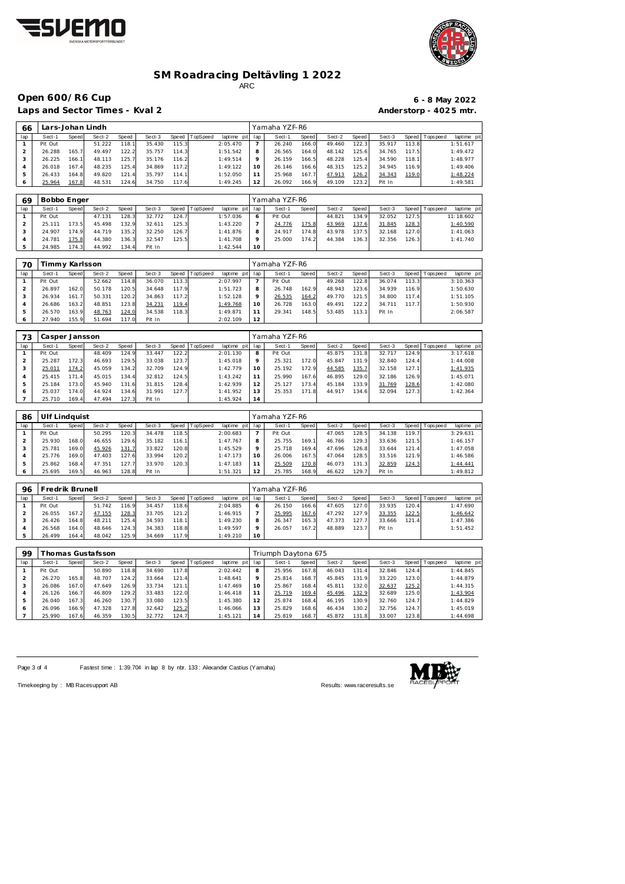# SM Roadracing Deltävling 1 2022

ARC

## Open 600/R6 Cup

**6 - 8 May 2022**

**Laps and Sector Times - Kval 2**

**Anderstorp - 4025 mtr.**

### 66 Lars-Johan Lindh — Yamaha YZF-R6

| lap | Sect-1 | Speed | Sect-2 | Speed | Sect-3 | Speed | TopSpeed | laptime pit | lap | Sect-1 | Speed | Sect-2 | Speed | Sect-3 | Speed | Topspeed | laptime pit |
|---|---|---|---|---|---|---|---|---|---|---|---|---|---|---|---|---|---|
| 1 | Pit Out | | 51.222 | 118.1 | 35.430 | 115.3 | | 2:05.470 | 7 | 26.240 | 166.0 | 49.460 | 122.3 | 35.917 | 113.8 | | 1:51.617 |
| 2 | 26.288 | 165.7 | 49.497 | 122.2 | 35.757 | 114.3 | | 1:51.542 | 8 | 26.565 | 164.0 | 48.142 | 125.6 | 34.765 | 117.5 | | 1:49.472 |
| 3 | 26.225 | 166.1 | 48.113 | 125.7 | 35.176 | 116.2 | | 1:49.514 | 9 | 26.159 | 166.5 | 48.228 | 125.4 | 34.590 | 118.1 | | 1:48.977 |
| 4 | 26.018 | 167.4 | 48.235 | 125.4 | 34.869 | 117.2 | | 1:49.122 | 10 | 26.146 | 166.6 | 48.315 | 125.2 | 34.945 | 116.9 | | 1:49.406 |
| 5 | 26.433 | 164.8 | 49.820 | 121.4 | 35.797 | 114.1 | | 1:52.050 | 11 | 25.968 | 167.7 | 47.913 | 126.2 | 34.343 | 119.0 | | 1:48.224 |
| 6 | 25.964 | 167.8 | 48.531 | 124.6 | 34.750 | 117.6 | | 1:49.245 | 12 | 26.092 | 166.9 | 49.109 | 123.2 | Pit In | | | 1:49.581 |

### 69 Bobbo Enger — Yamaha YZF-R6

| lap | Sect-1 | Speed | Sect-2 | Speed | Sect-3 | Speed | TopSpeed | laptime pit | lap | Sect-1 | Speed | Sect-2 | Speed | Sect-3 | Speed | Topspeed | laptime pit |
|---|---|---|---|---|---|---|---|---|---|---|---|---|---|---|---|---|---|
| 1 | Pit Out | | 47.131 | 128.3 | 32.772 | 124.7 | | 1:57.036 | 6 | Pit Out | | 44.821 | 134.9 | 32.052 | 127.5 | | 11:18.602 |
| 2 | 25.111 | 173.5 | 45.498 | 132.9 | 32.611 | 125.3 | | 1:43.220 | 7 | 24.776 | 175.8 | 43.969 | 137.6 | 31.845 | 128.3 | | 1:40.590 |
| 3 | 24.907 | 174.9 | 44.719 | 135.2 | 32.250 | 126.7 | | 1:41.876 | 8 | 24.917 | 174.8 | 43.978 | 137.5 | 32.168 | 127.0 | | 1:41.063 |
| 4 | 24.781 | 175.8 | 44.380 | 136.3 | 32.547 | 125.5 | | 1:41.708 | 9 | 25.000 | 174.2 | 44.384 | 136.3 | 32.356 | 126.3 | | 1:41.740 |
| 5 | 24.985 | 174.3 | 44.992 | 134.4 | Pit In | | | 1:42.544 | 10 | | | | | | | | |

### 70 Timmy Karlsson — Yamaha YZF-R6

| lap | Sect-1 | Speed | Sect-2 | Speed | Sect-3 | Speed | TopSpeed | laptime pit | lap | Sect-1 | Speed | Sect-2 | Speed | Sect-3 | Speed | Topspeed | laptime pit |
|---|---|---|---|---|---|---|---|---|---|---|---|---|---|---|---|---|---|
| 1 | Pit Out | | 52.662 | 114.8 | 36.070 | 113.3 | | 2:07.997 | 7 | Pit Out | | 49.268 | 122.8 | 36.074 | 113.3 | | 3:10.363 |
| 2 | 26.897 | 162.0 | 50.178 | 120.5 | 34.648 | 117.9 | | 1:51.723 | 8 | 26.748 | 162.9 | 48.943 | 123.6 | 34.939 | 116.9 | | 1:50.630 |
| 3 | 26.934 | 161.7 | 50.331 | 120.2 | 34.863 | 117.2 | | 1:52.128 | 9 | 26.535 | 164.2 | 49.770 | 121.5 | 34.800 | 117.4 | | 1:51.105 |
| 4 | 26.686 | 163.2 | 48.851 | 123.8 | 34.231 | 119.4 | | 1:49.768 | 10 | 26.728 | 163.0 | 49.491 | 122.2 | 34.711 | 117.7 | | 1:50.930 |
| 5 | 26.570 | 163.9 | 48.763 | 124.0 | 34.538 | 118.3 | | 1:49.871 | 11 | 29.341 | 148.5 | 53.485 | 113.1 | Pit In | | | 2:06.587 |
| 6 | 27.940 | 155.9 | 51.694 | 117.0 | Pit In | | | 2:02.109 | 12 | | | | | | | | |

### 73 Casper Jansson — Yamaha YZF-R6

| lap | Sect-1 | Speed | Sect-2 | Speed | Sect-3 | Speed | TopSpeed | laptime pit | lap | Sect-1 | Speed | Sect-2 | Speed | Sect-3 | Speed | Topspeed | laptime pit |
|---|---|---|---|---|---|---|---|---|---|---|---|---|---|---|---|---|---|
| 1 | Pit Out | | 48.409 | 124.9 | 33.447 | 122.2 | | 2:01.130 | 8 | Pit Out | | 45.875 | 131.8 | 32.717 | 124.9 | | 3:17.618 |
| 2 | 25.287 | 172.3 | 46.693 | 129.5 | 33.038 | 123.7 | | 1:45.018 | 9 | 25.321 | 172.0 | 45.847 | 131.9 | 32.840 | 124.4 | | 1:44.008 |
| 3 | 25.011 | 174.2 | 45.059 | 134.2 | 32.709 | 124.9 | | 1:42.779 | 10 | 25.192 | 172.9 | 44.585 | 135.7 | 32.158 | 127.1 | | 1:41.935 |
| 4 | 25.415 | 171.4 | 45.015 | 134.4 | 32.812 | 124.5 | | 1:43.242 | 11 | 25.990 | 167.6 | 46.895 | 129.0 | 32.186 | 126.9 | | 1:45.071 |
| 5 | 25.184 | 173.0 | 45.940 | 131.6 | 31.815 | 128.4 | | 1:42.939 | 12 | 25.127 | 173.4 | 45.184 | 133.9 | 31.769 | 128.6 | | 1:42.080 |
| 6 | 25.037 | 174.0 | 44.924 | 134.6 | 31.991 | 127.7 | | 1:41.952 | 13 | 25.353 | 171.8 | 44.917 | 134.6 | 32.094 | 127.3 | | 1:42.364 |
| 7 | 25.710 | 169.4 | 47.494 | 127.3 | Pit In | | | 1:45.924 | 14 | | | | | | | | |

### 86 Ulf Lindquist — Yamaha YZF-R6

| lap | Sect-1 | Speed | Sect-2 | Speed | Sect-3 | Speed | TopSpeed | laptime pit | lap | Sect-1 | Speed | Sect-2 | Speed | Sect-3 | Speed | Topspeed | laptime pit |
|---|---|---|---|---|---|---|---|---|---|---|---|---|---|---|---|---|---|
| 1 | Pit Out | | 50.295 | 120.3 | 34.478 | 118.5 | | 2:00.683 | 7 | Pit Out | | 47.065 | 128.5 | 34.138 | 119.7 | | 3:29.631 |
| 2 | 25.930 | 168.0 | 46.655 | 129.6 | 35.182 | 116.1 | | 1:47.767 | 8 | 25.755 | 169.1 | 46.766 | 129.3 | 33.636 | 121.5 | | 1:46.157 |
| 3 | 25.781 | 169.0 | 45.926 | 131.7 | 33.822 | 120.8 | | 1:45.529 | 9 | 25.718 | 169.4 | 47.696 | 126.8 | 33.644 | 121.4 | | 1:47.058 |
| 4 | 25.776 | 169.0 | 47.403 | 127.6 | 33.994 | 120.2 | | 1:47.173 | 10 | 26.006 | 167.5 | 47.064 | 128.5 | 33.516 | 121.9 | | 1:46.586 |
| 5 | 25.862 | 168.4 | 47.351 | 127.7 | 33.970 | 120.3 | | 1:47.183 | 11 | 25.509 | 170.8 | 46.073 | 131.3 | 32.859 | 124.3 | | 1:44.441 |
| 6 | 25.695 | 169.5 | 46.963 | 128.8 | Pit In | | | 1:51.321 | 12 | 25.785 | 168.9 | 46.622 | 129.7 | Pit In | | | 1:49.812 |

### 96 Fredrik Brunell — Yamaha YZF-R6

| lap | Sect-1 | Speed | Sect-2 | Speed | Sect-3 | Speed | TopSpeed | laptime pit | lap | Sect-1 | Speed | Sect-2 | Speed | Sect-3 | Speed | Topspeed | laptime pit |
|---|---|---|---|---|---|---|---|---|---|---|---|---|---|---|---|---|---|
| 1 | Pit Out | | 51.742 | 116.9 | 34.457 | 118.6 | | 2:04.885 | 6 | 26.150 | 166.6 | 47.605 | 127.0 | 33.935 | 120.4 | | 1:47.690 |
| 2 | 26.055 | 167.2 | 47.155 | 128.3 | 33.705 | 121.2 | | 1:46.915 | 7 | 25.995 | 167.6 | 47.292 | 127.9 | 33.355 | 122.5 | | 1:46.642 |
| 3 | 26.426 | 164.8 | 48.211 | 125.4 | 34.593 | 118.1 | | 1:49.230 | 8 | 26.347 | 165.3 | 47.373 | 127.7 | 33.666 | 121.4 | | 1:47.386 |
| 4 | 26.568 | 164.0 | 48.646 | 124.3 | 34.383 | 118.8 | | 1:49.597 | 9 | 26.057 | 167.2 | 48.889 | 123.7 | Pit In | | | 1:51.452 |
| 5 | 26.499 | 164.4 | 48.042 | 125.9 | 34.669 | 117.9 | | 1:49.210 | 10 | | | | | | | | |

### 99 Thomas Gustafsson — Triumph Daytona 675

| lap | Sect-1 | Speed | Sect-2 | Speed | Sect-3 | Speed | TopSpeed | laptime pit | lap | Sect-1 | Speed | Sect-2 | Speed | Sect-3 | Speed | Topspeed | laptime pit |
|---|---|---|---|---|---|---|---|---|---|---|---|---|---|---|---|---|---|
| 1 | Pit Out | | 50.890 | 118.8 | 34.690 | 117.8 | | 2:02.442 | 8 | 25.956 | 167.8 | 46.043 | 131.4 | 32.846 | 124.4 | | 1:44.845 |
| 2 | 26.270 | 165.8 | 48.707 | 124.2 | 33.664 | 121.4 | | 1:48.641 | 9 | 25.814 | 168.7 | 45.845 | 131.9 | 33.220 | 123.0 | | 1:44.879 |
| 3 | 26.086 | 167.0 | 47.649 | 126.9 | 33.734 | 121.1 | | 1:47.469 | 10 | 25.867 | 168.4 | 45.811 | 132.0 | 32.637 | 125.2 | | 1:44.315 |
| 4 | 26.126 | 166.7 | 46.809 | 129.2 | 33.483 | 122.0 | | 1:46.418 | 11 | 25.719 | 169.4 | 45.496 | 132.9 | 32.689 | 125.0 | | 1:43.904 |
| 5 | 26.040 | 167.3 | 46.260 | 130.7 | 33.080 | 123.5 | | 1:45.380 | 12 | 25.874 | 168.4 | 46.195 | 130.9 | 32.760 | 124.7 | | 1:44.829 |
| 6 | 26.096 | 166.9 | 47.328 | 127.8 | 32.642 | 125.2 | | 1:46.066 | 13 | 25.829 | 168.6 | 46.434 | 130.2 | 32.756 | 124.7 | | 1:45.019 |
| 7 | 25.990 | 167.6 | 46.359 | 130.5 | 32.772 | 124.7 | | 1:45.121 | 14 | 25.819 | 168.7 | 45.872 | 131.8 | 33.007 | 123.8 | | 1:44.698 |

Fastest time : 1:39.704 in lap 8 by nbr. 133 : Alexander Castius (Yamaha)

Timekeeping by : MB Racesupport AB — Results: www.raceresults.se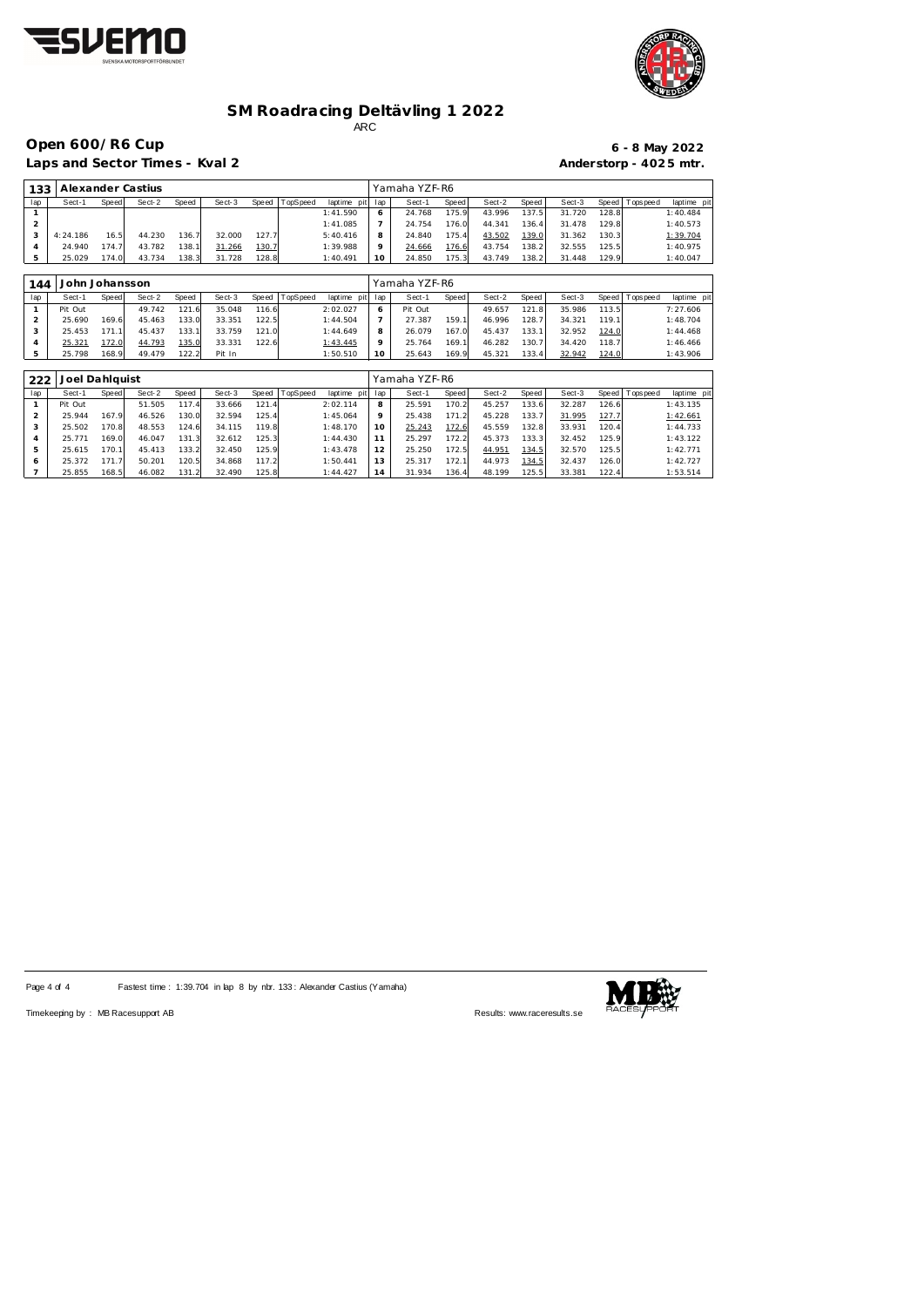# SM Roadracing Deltävling 1 2022

ARC

## Open 600/R6 Cup

**6 - 8 May 2022**

**Laps and Sector Times - Kval 2**

**Anderstorp - 4025 mtr.**

| 133 | Alexander Castius | | | | | | | | | Yamaha YZF-R6 | | | | | | | | |
|---|---|---|---|---|---|---|---|---|---|---|---|---|---|---|---|---|---|---|
| lap | Sect-1 | Speed | Sect-2 | Speed | Sect-3 | Speed | TopSpeed | laptime pit | lap | Sect-1 | Speed | Sect-2 | Speed | Sect-3 | Speed | Topspeed | laptime pit |
| 1 | | | | | | | | 1:41.590 | 6 | 24.768 | 175.9 | 43.996 | 137.5 | 31.720 | 128.8 | | 1:40.484 |
| 2 | | | | | | | | 1:41.085 | 7 | 24.754 | 176.0 | 44.341 | 136.4 | 31.478 | 129.8 | | 1:40.573 |
| 3 | 4:24.186 | 16.5 | 44.230 | 136.7 | 32.000 | 127.7 | | 5:40.416 | 8 | 24.840 | 175.4 | 43.502 | 139.0 | 31.362 | 130.3 | | 1:39.704 |
| 4 | 24.940 | 174.7 | 43.782 | 138.1 | 31.266 | 130.7 | | 1:39.988 | 9 | 24.666 | 176.6 | 43.754 | 138.2 | 32.555 | 125.5 | | 1:40.975 |
| 5 | 25.029 | 174.0 | 43.734 | 138.3 | 31.728 | 128.8 | | 1:40.491 | 10 | 24.850 | 175.3 | 43.749 | 138.2 | 31.448 | 129.9 | | 1:40.047 |

| 144 | John Johansson | | | | | | | | | Yamaha YZF-R6 | | | | | | | | |
|---|---|---|---|---|---|---|---|---|---|---|---|---|---|---|---|---|---|---|
| lap | Sect-1 | Speed | Sect-2 | Speed | Sect-3 | Speed | TopSpeed | laptime pit | lap | Sect-1 | Speed | Sect-2 | Speed | Sect-3 | Speed | Topspeed | laptime pit |
| 1 | Pit Out | | 49.742 | 121.6 | 35.048 | 116.6 | | 2:02.027 | 6 | Pit Out | | 49.657 | 121.8 | 35.986 | 113.5 | | 7:27.606 |
| 2 | 25.690 | 169.6 | 45.463 | 133.0 | 33.351 | 122.5 | | 1:44.504 | 7 | 27.387 | 159.1 | 46.996 | 128.7 | 34.321 | 119.1 | | 1:48.704 |
| 3 | 25.453 | 171.1 | 45.437 | 133.1 | 33.759 | 121.0 | | 1:44.649 | 8 | 26.079 | 167.0 | 45.437 | 133.1 | 32.952 | 124.0 | | 1:44.468 |
| 4 | 25.321 | 172.0 | 44.793 | 135.0 | 33.331 | 122.6 | | 1:43.445 | 9 | 25.764 | 169.1 | 46.282 | 130.7 | 34.420 | 118.7 | | 1:46.466 |
| 5 | 25.798 | 168.9 | 49.479 | 122.2 | Pit In | | | 1:50.510 | 10 | 25.643 | 169.9 | 45.321 | 133.4 | 32.942 | 124.0 | | 1:43.906 |

| 222 | Joel Dahlquist | | | | | | | | | Yamaha YZF-R6 | | | | | | | | |
|---|---|---|---|---|---|---|---|---|---|---|---|---|---|---|---|---|---|---|
| lap | Sect-1 | Speed | Sect-2 | Speed | Sect-3 | Speed | TopSpeed | laptime pit | lap | Sect-1 | Speed | Sect-2 | Speed | Sect-3 | Speed | Topspeed | laptime pit |
| 1 | Pit Out | | 51.505 | 117.4 | 33.666 | 121.4 | | 2:02.114 | 8 | 25.591 | 170.2 | 45.257 | 133.6 | 32.287 | 126.6 | | 1:43.135 |
| 2 | 25.944 | 167.9 | 46.526 | 130.0 | 32.594 | 125.4 | | 1:45.064 | 9 | 25.438 | 171.2 | 45.228 | 133.7 | 31.995 | 127.7 | | 1:42.661 |
| 3 | 25.502 | 170.8 | 48.553 | 124.6 | 34.115 | 119.8 | | 1:48.170 | 10 | 25.243 | 172.6 | 45.559 | 132.8 | 33.931 | 120.4 | | 1:44.733 |
| 4 | 25.771 | 169.0 | 46.047 | 131.3 | 32.612 | 125.3 | | 1:44.430 | 11 | 25.297 | 172.2 | 45.373 | 133.3 | 32.452 | 125.9 | | 1:43.122 |
| 5 | 25.615 | 170.1 | 45.413 | 133.2 | 32.450 | 125.9 | | 1:43.478 | 12 | 25.250 | 172.5 | 44.951 | 134.5 | 32.570 | 125.5 | | 1:42.771 |
| 6 | 25.372 | 171.7 | 50.201 | 120.5 | 34.868 | 117.2 | | 1:50.441 | 13 | 25.317 | 172.1 | 44.973 | 134.5 | 32.437 | 126.0 | | 1:42.727 |
| 7 | 25.855 | 168.5 | 46.082 | 131.2 | 32.490 | 125.8 | | 1:44.427 | 14 | 31.934 | 136.4 | 48.199 | 125.5 | 33.381 | 122.4 | | 1:53.514 |

Fastest time : 1:39.704 in lap 8 by nbr. 133 : Alexander Castius (Yamaha)

Timekeeping by : MB Racesupport AB

Results: www.raceresults.se